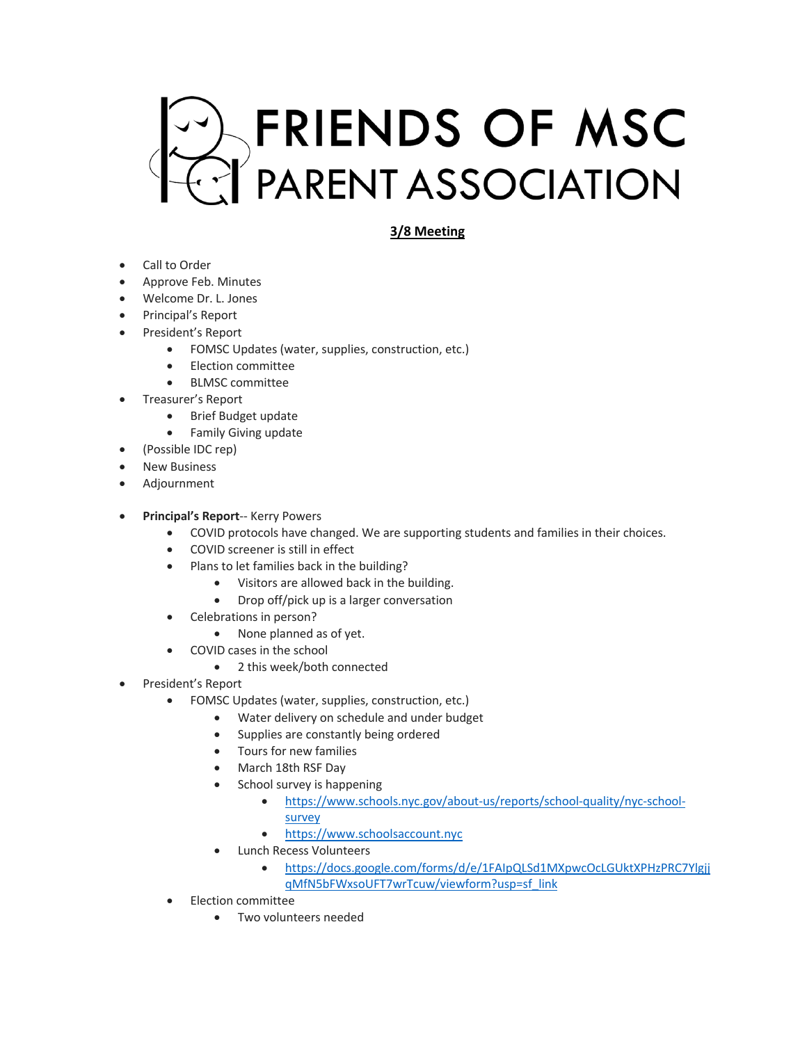# FRIENDS OF MSC PARENT ASSOCIATION

## 3/8 Meeting

- Call to Order
- Approve Feb. Minutes
- Welcome Dr. L. Jones
- Principal's Report
- President's Report
    - FOMSC Updates (water, supplies, construction, etc.)
    - Election committee
    - BLMSC committee
- Treasurer's Report
    - Brief Budget update
    - Family Giving update
- (Possible IDC rep)
- New Business
- Adjournment

- **Principal's Report**-- Kerry Powers
    - COVID protocols have changed. We are supporting students and families in their choices.
    - COVID screener is still in effect
    - Plans to let families back in the building?
        - Visitors are allowed back in the building.
        - Drop off/pick up is a larger conversation
    - Celebrations in person?
        - None planned as of yet.
    - COVID cases in the school
        - 2 this week/both connected
- President's Report
    - FOMSC Updates (water, supplies, construction, etc.)
        - Water delivery on schedule and under budget
        - Supplies are constantly being ordered
        - Tours for new families
        - March 18th RSF Day
        - School survey is happening
            - https://www.schools.nyc.gov/about-us/reports/school-quality/nyc-school-survey
            - https://www.schoolsaccount.nyc
        - Lunch Recess Volunteers
            - https://docs.google.com/forms/d/e/1FAIpQLSd1MXpwcOcLGUktXPHzPRC7YlgjjqMfN5bFWxsoUFT7wrTcuw/viewform?usp=sf_link
    - Election committee
        - Two volunteers needed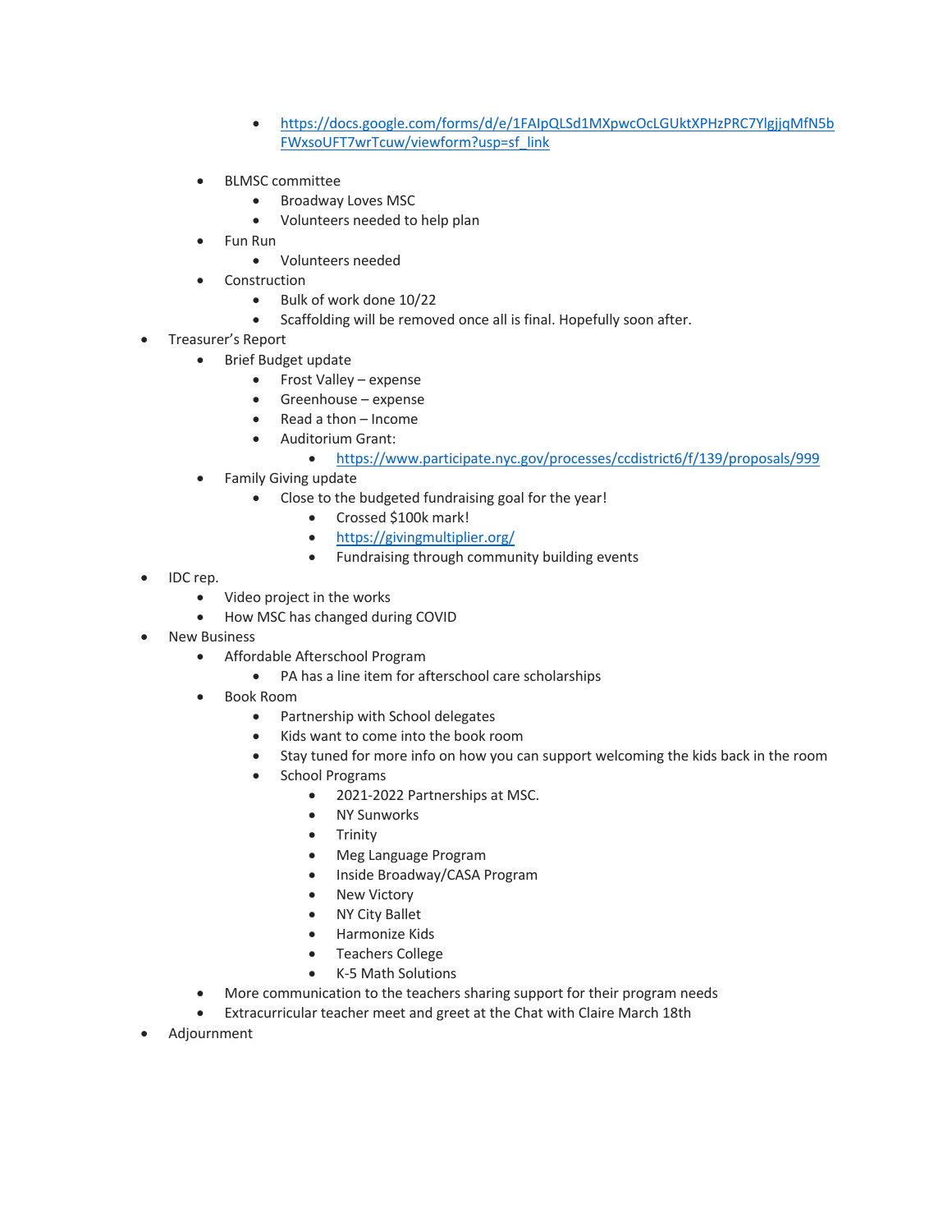- https://docs.google.com/forms/d/e/1FAIpQLSd1MXpwcOcLGUktXPHzPRC7YlgjjqMfN5bFWxsoUFT7wrTcuw/viewform?usp=sf_link
    - BLMSC committee
        - Broadway Loves MSC
        - Volunteers needed to help plan
    - Fun Run
        - Volunteers needed
    - Construction
        - Bulk of work done 10/22
        - Scaffolding will be removed once all is final. Hopefully soon after.
- Treasurer's Report
    - Brief Budget update
        - Frost Valley – expense
        - Greenhouse – expense
        - Read a thon – Income
        - Auditorium Grant:
            - https://www.participate.nyc.gov/processes/ccdistrict6/f/139/proposals/999
    - Family Giving update
        - Close to the budgeted fundraising goal for the year!
            - Crossed $100k mark!
            - https://givingmultiplier.org/
            - Fundraising through community building events
- IDC rep.
    - Video project in the works
    - How MSC has changed during COVID
- New Business
    - Affordable Afterschool Program
        - PA has a line item for afterschool care scholarships
    - Book Room
        - Partnership with School delegates
        - Kids want to come into the book room
        - Stay tuned for more info on how you can support welcoming the kids back in the room
        - School Programs
            - 2021-2022 Partnerships at MSC.
            - NY Sunworks
            - Trinity
            - Meg Language Program
            - Inside Broadway/CASA Program
            - New Victory
            - NY City Ballet
            - Harmonize Kids
            - Teachers College
            - K-5 Math Solutions
    - More communication to the teachers sharing support for their program needs
    - Extracurricular teacher meet and greet at the Chat with Claire March 18th
- Adjournment